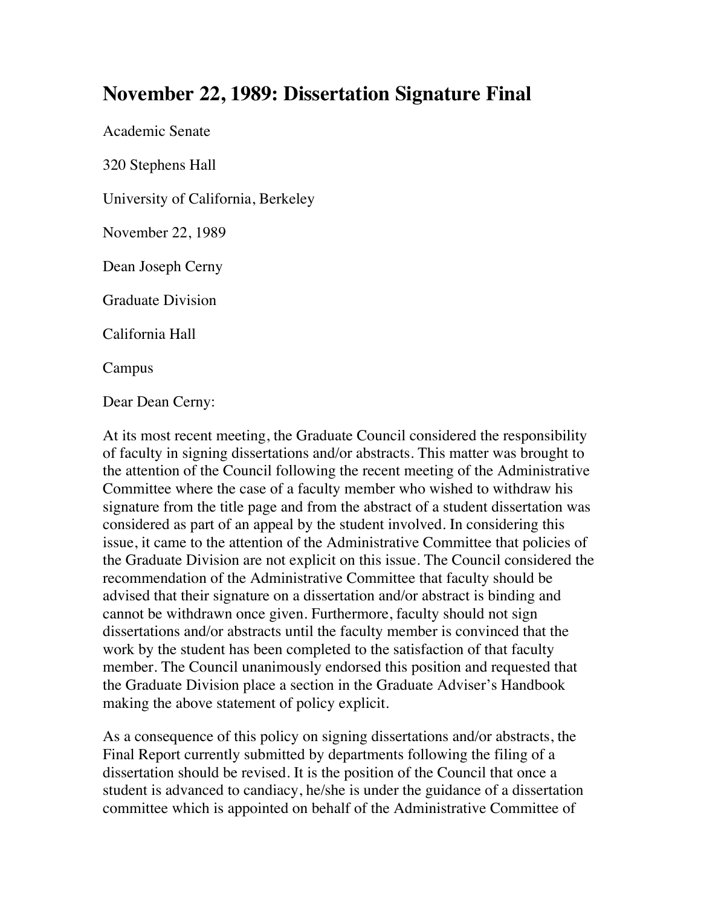# November 22, 1989: Dissertation Signature Final

Academic Senate

320 Stephens Hall

University of California, Berkeley

November 22, 1989

Dean Joseph Cerny

Graduate Division

California Hall

Campus

Dear Dean Cerny:

At its most recent meeting, the Graduate Council considered the responsibility of faculty in signing dissertations and/or abstracts. This matter was brought to the attention of the Council following the recent meeting of the Administrative Committee where the case of a faculty member who wished to withdraw his signature from the title page and from the abstract of a student dissertation was considered as part of an appeal by the student involved. In considering this issue, it came to the attention of the Administrative Committee that policies of the Graduate Division are not explicit on this issue. The Council considered the recommendation of the Administrative Committee that faculty should be advised that their signature on a dissertation and/or abstract is binding and cannot be withdrawn once given. Furthermore, faculty should not sign dissertations and/or abstracts until the faculty member is convinced that the work by the student has been completed to the satisfaction of that faculty member. The Council unanimously endorsed this position and requested that the Graduate Division place a section in the Graduate Adviser's Handbook making the above statement of policy explicit.

As a consequence of this policy on signing dissertations and/or abstracts, the Final Report currently submitted by departments following the filing of a dissertation should be revised. It is the position of the Council that once a student is advanced to candiacy, he/she is under the guidance of a dissertation committee which is appointed on behalf of the Administrative Committee of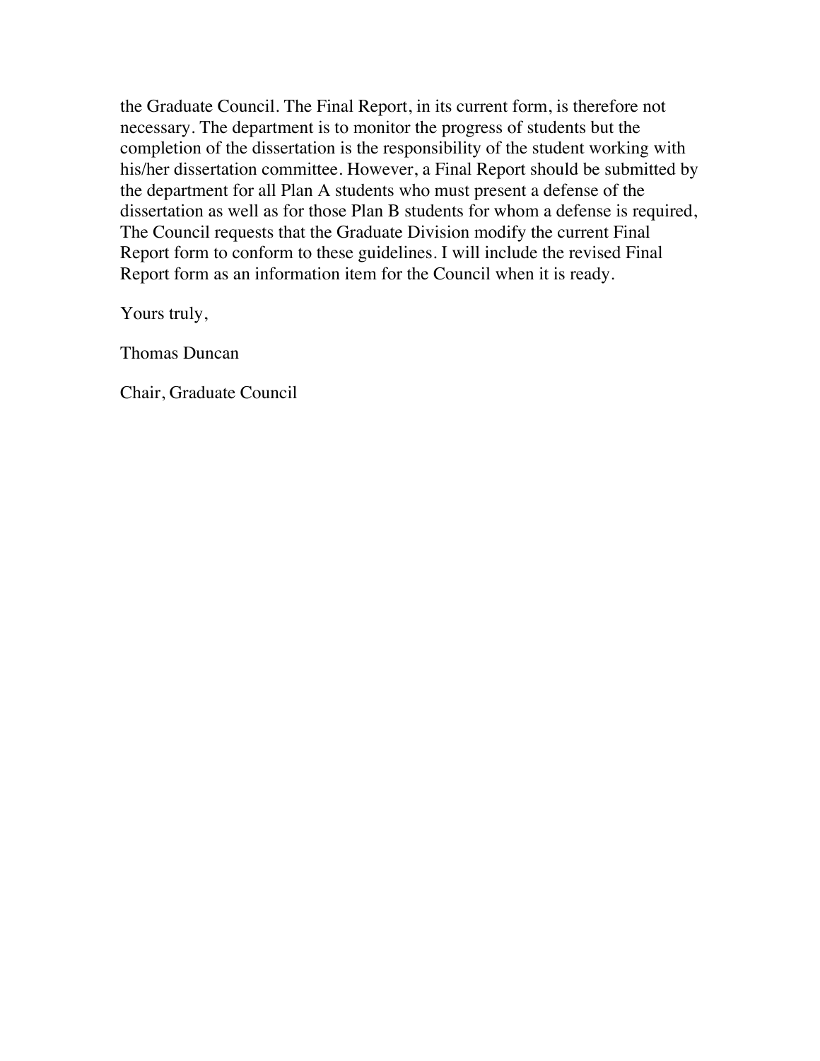the Graduate Council. The Final Report, in its current form, is therefore not necessary. The department is to monitor the progress of students but the completion of the dissertation is the responsibility of the student working with his/her dissertation committee. However, a Final Report should be submitted by the department for all Plan A students who must present a defense of the dissertation as well as for those Plan B students for whom a defense is required, The Council requests that the Graduate Division modify the current Final Report form to conform to these guidelines. I will include the revised Final Report form as an information item for the Council when it is ready.

Yours truly,

Thomas Duncan

Chair, Graduate Council